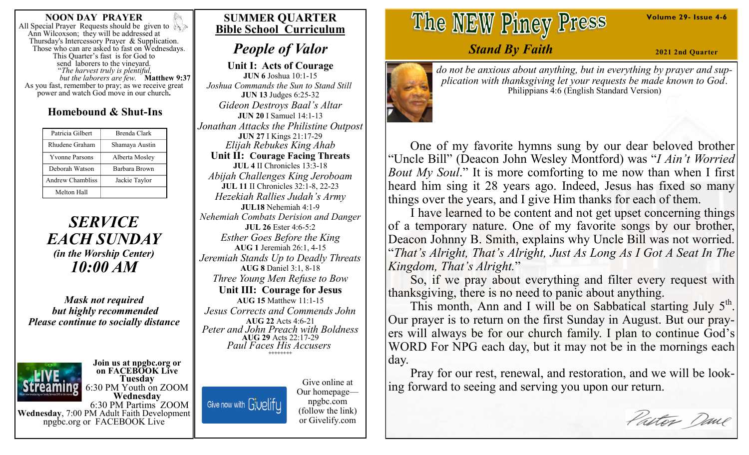## NOON DAY PRAYER

All Special Prayer Requests should be given to Ann Wilcoxson; they will be addressed at Thursday's Intercessory Prayer & Supplication. Those who can are asked to fast on Wednesdays. This Quarter's fast is for God to send laborers to the vineyard.

*"The harvest truly is plentiful, but the laborers are few.* **Matthew 9:37**

As you fast, remember to pray; as we receive great power and watch God move in our church**.**

## Homebound & Shut-Ins

| | |
|---|---|
| Patricia Gilbert | Brenda Clark |
| Rhudene Graham | Shamaya Austin |
| Yvonne Parsons | Alberta Mosley |
| Deborah Watson | Barbara Brown |
| Andrew Chambliss | Jackie Taylor |
| Melton Hall | |

## *SERVICE EACH SUNDAY*
***(in the Worship Center)***
## *10:00 AM*

***Mask not required but highly recommended***
***Please continue to socially distance***

**Join us at npgbc.org or on FACEBOOK Live**
**Tuesday**
6:30 PM Youth on ZOOM
**Wednesday**
6:30 PM Partims ZOOM
**Wednesday**, 7:00 PM Adult Faith Development
npgbc.org or FACEBOOK Live

## SUMMER QUARTER
## Bible School Curriculum

## *People of Valor*

### Unit I: Acts of Courage

**JUN 6** Joshua 10:1-15
*Joshua Commands the Sun to Stand Still*
**JUN 13** Judges 6:25-32
*Gideon Destroys Baal's Altar*
**JUN 20** I Samuel 14:1-13
*Jonathan Attacks the Philistine Outpost*
**JUN 27** I Kings 21:17-29
*Elijah Rebukes King Ahab*

### Unit II: Courage Facing Threats

**JUL 4** II Chronicles 13:3-18
*Abijah Challenges King Jeroboam*
**JUL 11** II Chronicles 32:1-8, 22-23
*Hezekiah Rallies Judah's Army*
**JUL18** Nehemiah 4:1-9
*Nehemiah Combats Derision and Danger*
**JUL 26** Ester 4:6-5:2
*Esther Goes Before the King*
**AUG 1** Jeremiah 26:1, 4-15
*Jeremiah Stands Up to Deadly Threats*
**AUG 8** Daniel 3:1, 8-18
*Three Young Men Refuse to Bow*

### Unit III: Courage for Jesus

**AUG 15** Matthew 11:1-15
*Jesus Corrects and Commends John*
**AUG 22** Acts 4:6-21
*Peter and John Preach with Boldness*
**AUG 29** Acts 22:17-29
*Paul Faces His Accusers*

++++++++

Give now with Givelify

Give online at Our homepage—npgbc.com (follow the link) or Givelify.com

# The NEW Piney Press

**Volume 29- Issue 4-6**

## *Stand By Faith*

**2021 2nd Quarter**

*do not be anxious about anything, but in everything by prayer and supplication with thanksgiving let your requests be made known to God.* Philippians 4:6 (English Standard Version)

One of my favorite hymns sung by our dear beloved brother "Uncle Bill" (Deacon John Wesley Montford) was "*I Ain't Worried Bout My Soul*." It is more comforting to me now than when I first heard him sing it 28 years ago. Indeed, Jesus has fixed so many things over the years, and I give Him thanks for each of them.

I have learned to be content and not get upset concerning things of a temporary nature. One of my favorite songs by our brother, Deacon Johnny B. Smith, explains why Uncle Bill was not worried. "*That's Alright, That's Alright, Just As Long As I Got A Seat In The Kingdom, That's Alright.*"

So, if we pray about everything and filter every request with thanksgiving, there is no need to panic about anything.

This month, Ann and I will be on Sabbatical starting July 5th. Our prayer is to return on the first Sunday in August. But our prayers will always be for our church family. I plan to continue God's WORD For NPG each day, but it may not be in the mornings each day.

Pray for our rest, renewal, and restoration, and we will be looking forward to seeing and serving you upon our return.

*Pastor Dave*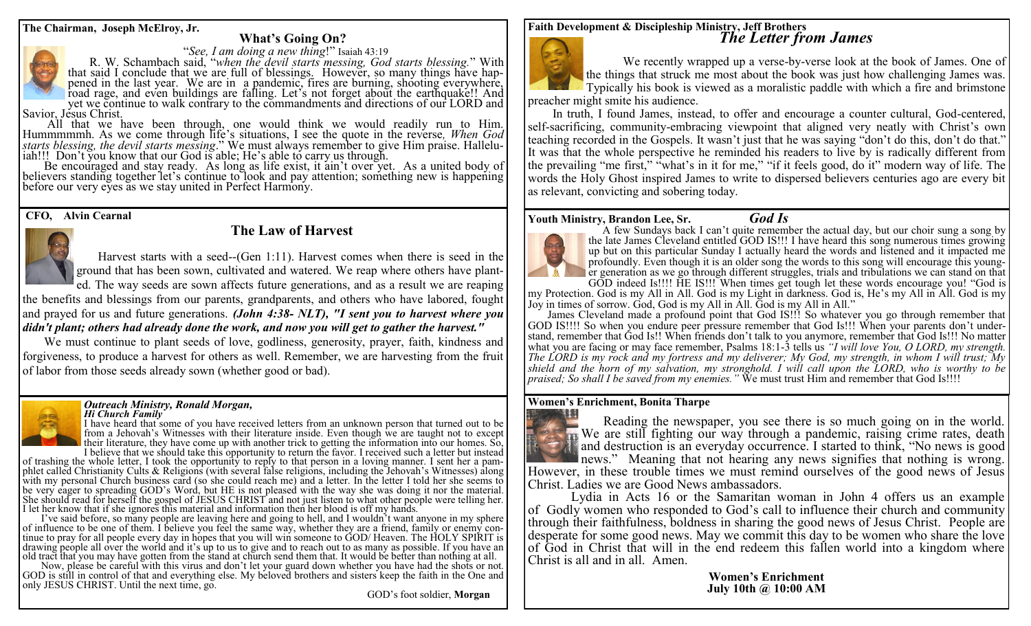**The Chairman, Joseph McElroy, Jr.**

## What's Going On?

"*See, I am doing a new thing*!" Isaiah 43:19

R. W. Schambach said, "*when the devil starts messing, God starts blessing.*" With that said I conclude that we are full of blessings. However, so many things have happened in the last year. We are in a pandemic, fires are burning, shooting everywhere, road rage, and even buildings are falling. Let's not forget about the earthquake!! And yet we continue to walk contrary to the commandments and directions of our LORD and Savior, Jesus Christ.

All that we have been through, one would think we would readily run to Him. Hummmmmh. As we come through life's situations, I see the quote in the reverse, *When God starts blessing, the devil starts messing*." We must always remember to give Him praise. Halleluiah!!! Don't you know that our God is able; He's able to carry us through.

Be encouraged and stay ready. As long as life exist, it ain't over yet. As a united body of believers standing together let's continue to look and pay attention; something new is happening before our very eyes as we stay united in Perfect Harmony.

**CFO, Alvin Cearnal**

## The Law of Harvest

Harvest starts with a seed--(Gen 1:11). Harvest comes when there is seed in the ground that has been sown, cultivated and watered. We reap where others have planted. The way seeds are sown affects future generations, and as a result we are reaping the benefits and blessings from our parents, grandparents, and others who have labored, fought and prayed for us and future generations. ***(John 4:38- NLT), "I sent you to harvest where you didn't plant; others had already done the work, and now you will get to gather the harvest."***

We must continue to plant seeds of love, godliness, generosity, prayer, faith, kindness and forgiveness, to produce a harvest for others as well. Remember, we are harvesting from the fruit of labor from those seeds already sown (whether good or bad).

***Outreach Ministry, Ronald Morgan,***

***Hi Church Family***

I have heard that some of you have received letters from an unknown person that turned out to be from a Jehovah's Witnesses with their literature inside. Even though we are taught not to except their literature, they have come up with another trick to getting the information into our homes. So, I believe that we should take this opportunity to return the favor. I received such a letter but instead of trashing the whole letter, I took the opportunity to reply to that person in a loving manner. I sent her a pamphlet called Christianity Cults & Religions (with several false religions, including the Jehovah's Witnesses) along with my personal Church business card (so she could reach me) and a letter. In the letter I told her she seems to be very eager to spreading GOD's Word, but HE is not pleased with the way she was doing it nor the material. She should read for herself the gospel of JESUS CHRIST and not just listen to what other people were telling her. I let her know that if she ignores this material and information then her blood is off my hands.

I've said before, so many people are leaving here and going to hell, and I wouldn't want anyone in my sphere of influence to be one of them. I believe you feel the same way, whether they are a friend, family or enemy continue to pray for all people every day in hopes that you will win someone to GOD/ Heaven. The HOLY SPIRIT is drawing people all over the world and it's up to us to give and to reach out to as many as possible. If you have an old tract that you may have gotten from the stand at church send them that. It would be better than nothing at all.

Now, please be careful with this virus and don't let your guard down whether you have had the shots or not. GOD is still in control of that and everything else. My beloved brothers and sisters keep the faith in the One and only JESUS CHRIST. Until the next time, go.

GOD's foot soldier, **Morgan**

**Faith Development & Discipleship Ministry, Jeff Brothers**

## *The Letter from James*

We recently wrapped up a verse-by-verse look at the book of James. One of the things that struck me most about the book was just how challenging James was. Typically his book is viewed as a moralistic paddle with which a fire and brimstone preacher might smite his audience.

In truth, I found James, instead, to offer and encourage a counter cultural, God-centered, self-sacrificing, community-embracing viewpoint that aligned very neatly with Christ's own teaching recorded in the Gospels. It wasn't just that he was saying "don't do this, don't do that." It was that the whole perspective he reminded his readers to live by is radically different from the prevailing "me first," "what's in it for me," "if it feels good, do it" modern way of life. The words the Holy Ghost inspired James to write to dispersed believers centuries ago are every bit as relevant, convicting and sobering today.

**Youth Ministry, Brandon Lee, Sr.**

## *God Is*

A few Sundays back I can't quite remember the actual day, but our choir sung a song by the late James Cleveland entitled GOD IS!!! I have heard this song numerous times growing up but on this particular Sunday I actually heard the words and listened and it impacted me profoundly. Even though it is an older song the words to this song will encourage this younger generation as we go through different struggles, trials and tribulations we can stand on that GOD indeed Is!!!! HE IS!!! When times get tough let these words encourage you! "God is my Protection. God is my All in All. God is my Light in darkness. God is, He's my All in All. God is my Joy in times of sorrow. God, God is my All in All. God is my All in All."

James Cleveland made a profound point that God IS!!! So whatever you go through remember that GOD IS!!!! So when you endure peer pressure remember that God Is!!! When your parents don't understand, remember that God Is!! When friends don't talk to you anymore, remember that God Is!!! No matter what you are facing or may face remember, Psalms 18:1-3 tells us *"I will love You, O LORD, my strength. The LORD is my rock and my fortress and my deliverer; My God, my strength, in whom I will trust; My shield and the horn of my salvation, my stronghold. I will call upon the LORD, who is worthy to be praised; So shall I be saved from my enemies."* We must trust Him and remember that God Is!!!!

**Women's Enrichment, Bonita Tharpe**

Reading the newspaper, you see there is so much going on in the world. We are still fighting our way through a pandemic, raising crime rates, death and destruction is an everyday occurrence. I started to think, "No news is good news." Meaning that not hearing any news signifies that nothing is wrong. However, in these trouble times we must remind ourselves of the good news of Jesus Christ. Ladies we are Good News ambassadors.

Lydia in Acts 16 or the Samaritan woman in John 4 offers us an example of Godly women who responded to God's call to influence their church and community through their faithfulness, boldness in sharing the good news of Jesus Christ. People are desperate for some good news. May we commit this day to be women who share the love of God in Christ that will in the end redeem this fallen world into a kingdom where Christ is all and in all. Amen.

**Women's Enrichment**
**July 10th @ 10:00 AM**